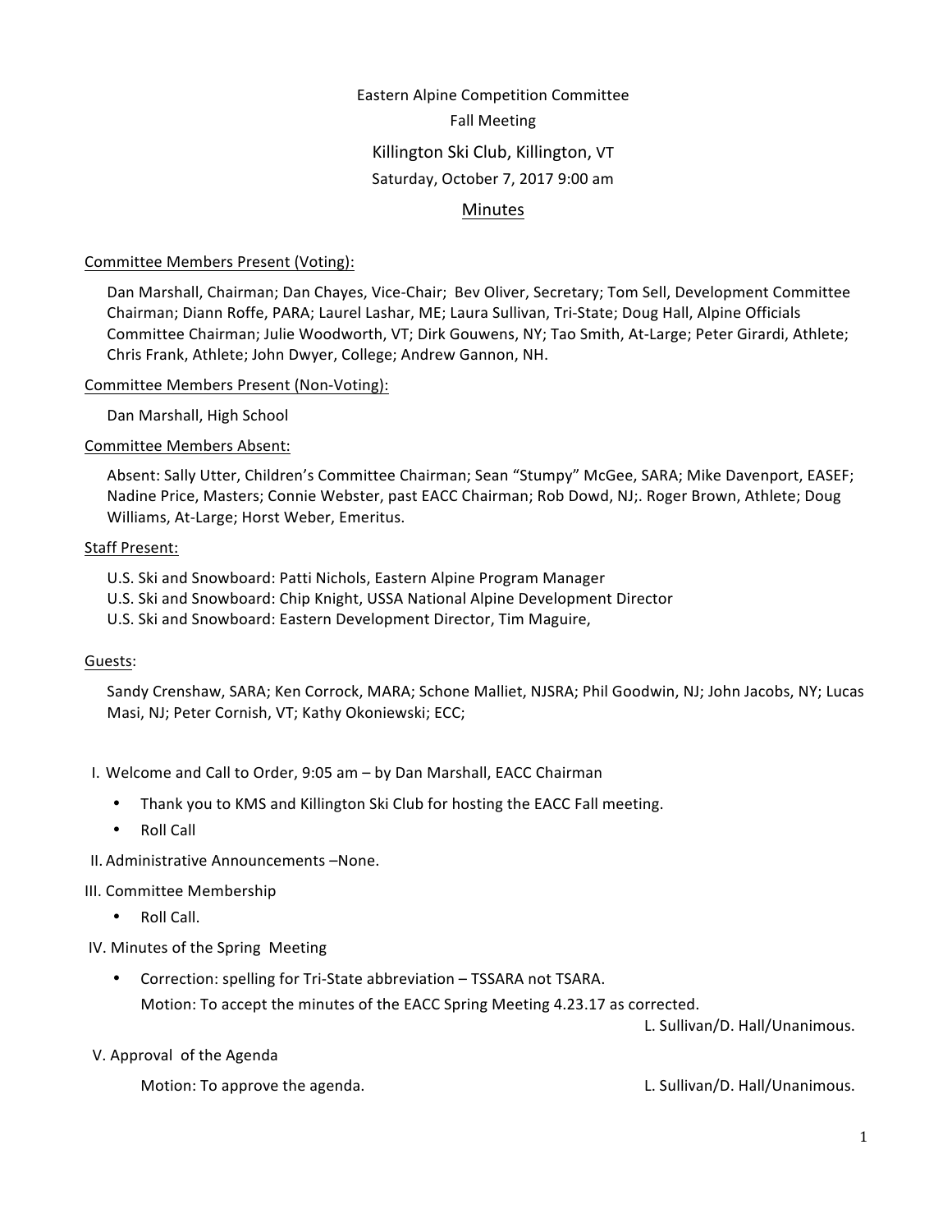Eastern Alpine Competition Committee

Fall Meeting

Killington Ski Club, Killington, VT

Saturday, October 7, 2017 9:00 am

# Minutes

Committee Members Present (Voting):

Dan Marshall, Chairman; Dan Chayes, Vice-Chair; Bev Oliver, Secretary; Tom Sell, Development Committee Chairman; Diann Roffe, PARA; Laurel Lashar, ME; Laura Sullivan, Tri-State; Doug Hall, Alpine Officials Committee Chairman; Julie Woodworth, VT; Dirk Gouwens, NY; Tao Smith, At-Large; Peter Girardi, Athlete; Chris Frank, Athlete; John Dwyer, College; Andrew Gannon, NH.

Committee Members Present (Non-Voting):

Dan Marshall, High School

Committee Members Absent:

Absent: Sally Utter, Children's Committee Chairman; Sean "Stumpy" McGee, SARA; Mike Davenport, EASEF; Nadine Price, Masters; Connie Webster, past EACC Chairman; Rob Dowd, NJ;. Roger Brown, Athlete; Doug Williams, At-Large; Horst Weber, Emeritus.

Staff Present:

U.S. Ski and Snowboard: Patti Nichols, Eastern Alpine Program Manager
U.S. Ski and Snowboard: Chip Knight, USSA National Alpine Development Director
U.S. Ski and Snowboard: Eastern Development Director, Tim Maguire,

Guests:

Sandy Crenshaw, SARA; Ken Corrock, MARA; Schone Malliet, NJSRA; Phil Goodwin, NJ; John Jacobs, NY; Lucas Masi, NJ; Peter Cornish, VT; Kathy Okoniewski; ECC;

I. Welcome and Call to Order, 9:05 am – by Dan Marshall, EACC Chairman

- Thank you to KMS and Killington Ski Club for hosting the EACC Fall meeting.
- Roll Call

II. Administrative Announcements –None.

III. Committee Membership

- Roll Call.

IV. Minutes of the Spring Meeting

- Correction: spelling for Tri-State abbreviation – TSSARA not TSARA.
  Motion: To accept the minutes of the EACC Spring Meeting 4.23.17 as corrected.
  L. Sullivan/D. Hall/Unanimous.

V. Approval of the Agenda

Motion: To approve the agenda. L. Sullivan/D. Hall/Unanimous.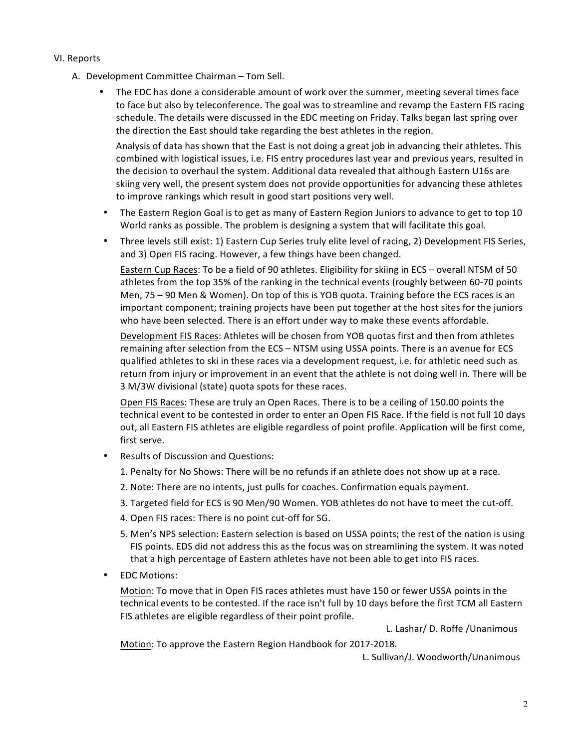VI. Reports

A. Development Committee Chairman – Tom Sell.

- The EDC has done a considerable amount of work over the summer, meeting several times face to face but also by teleconference. The goal was to streamline and revamp the Eastern FIS racing schedule. The details were discussed in the EDC meeting on Friday. Talks began last spring over the direction the East should take regarding the best athletes in the region.

  Analysis of data has shown that the East is not doing a great job in advancing their athletes. This combined with logistical issues, i.e. FIS entry procedures last year and previous years, resulted in the decision to overhaul the system. Additional data revealed that although Eastern U16s are skiing very well, the present system does not provide opportunities for advancing these athletes to improve rankings which result in good start positions very well.

- The Eastern Region Goal is to get as many of Eastern Region Juniors to advance to get to top 10 World ranks as possible. The problem is designing a system that will facilitate this goal.
- Three levels still exist: 1) Eastern Cup Series truly elite level of racing, 2) Development FIS Series, and 3) Open FIS racing. However, a few things have been changed.

  Eastern Cup Races: To be a field of 90 athletes. Eligibility for skiing in ECS – overall NTSM of 50 athletes from the top 35% of the ranking in the technical events (roughly between 60-70 points Men, 75 – 90 Men & Women). On top of this is YOB quota. Training before the ECS races is an important component; training projects have been put together at the host sites for the juniors who have been selected. There is an effort under way to make these events affordable.

  Development FIS Races: Athletes will be chosen from YOB quotas first and then from athletes remaining after selection from the ECS – NTSM using USSA points. There is an avenue for ECS qualified athletes to ski in these races via a development request, i.e. for athletic need such as return from injury or improvement in an event that the athlete is not doing well in. There will be 3 M/3W divisional (state) quota spots for these races.

  Open FIS Races: These are truly an Open Races. There is to be a ceiling of 150.00 points the technical event to be contested in order to enter an Open FIS Race. If the field is not full 10 days out, all Eastern FIS athletes are eligible regardless of point profile. Application will be first come, first serve.

- Results of Discussion and Questions:
  1. Penalty for No Shows: There will be no refunds if an athlete does not show up at a race.
  2. Note: There are no intents, just pulls for coaches. Confirmation equals payment.
  3. Targeted field for ECS is 90 Men/90 Women. YOB athletes do not have to meet the cut-off.
  4. Open FIS races: There is no point cut-off for SG.
  5. Men's NPS selection: Eastern selection is based on USSA points; the rest of the nation is using FIS points. EDS did not address this as the focus was on streamlining the system. It was noted that a high percentage of Eastern athletes have not been able to get into FIS races.

- EDC Motions:

  Motion: To move that in Open FIS races athletes must have 150 or fewer USSA points in the technical events to be contested. If the race isn't full by 10 days before the first TCM all Eastern FIS athletes are eligible regardless of their point profile.

  L. Lashar/ D. Roffe /Unanimous

  Motion: To approve the Eastern Region Handbook for 2017-2018.

  L. Sullivan/J. Woodworth/Unanimous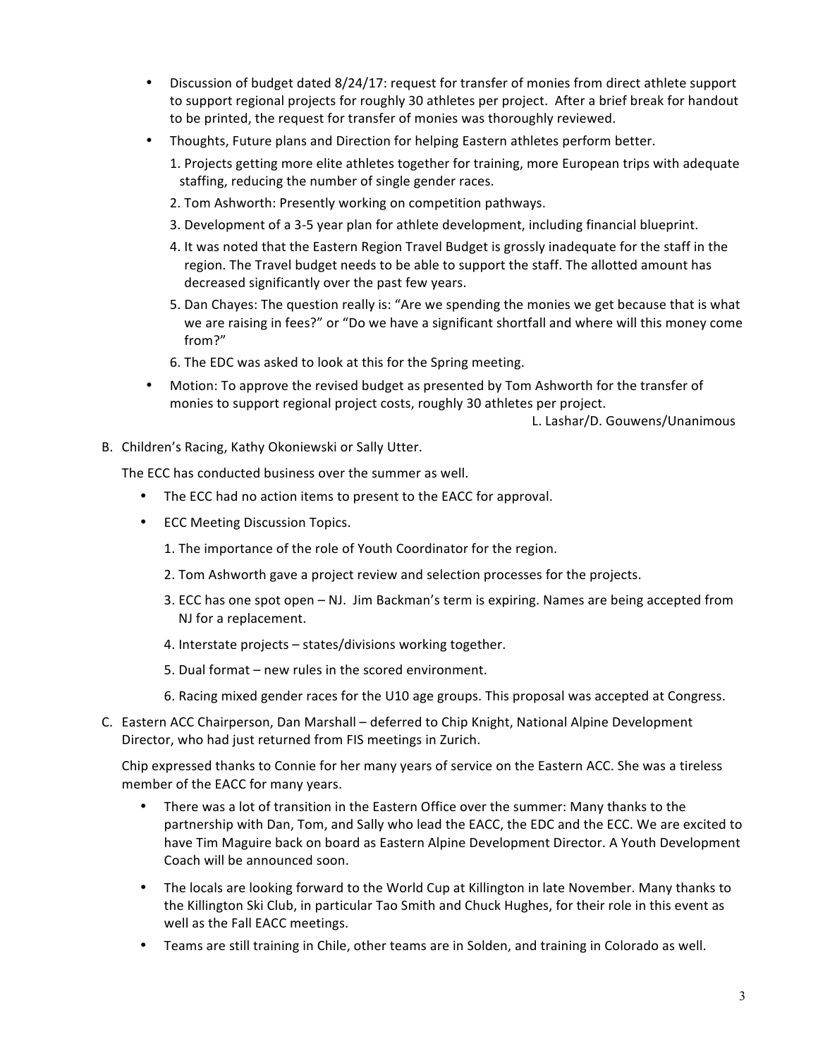- Discussion of budget dated 8/24/17: request for transfer of monies from direct athlete support to support regional projects for roughly 30 athletes per project. After a brief break for handout to be printed, the request for transfer of monies was thoroughly reviewed.
- Thoughts, Future plans and Direction for helping Eastern athletes perform better.
  1. Projects getting more elite athletes together for training, more European trips with adequate staffing, reducing the number of single gender races.
  2. Tom Ashworth: Presently working on competition pathways.
  3. Development of a 3-5 year plan for athlete development, including financial blueprint.
  4. It was noted that the Eastern Region Travel Budget is grossly inadequate for the staff in the region. The Travel budget needs to be able to support the staff. The allotted amount has decreased significantly over the past few years.
  5. Dan Chayes: The question really is: "Are we spending the monies we get because that is what we are raising in fees?" or "Do we have a significant shortfall and where will this money come from?"
  6. The EDC was asked to look at this for the Spring meeting.
- Motion: To approve the revised budget as presented by Tom Ashworth for the transfer of monies to support regional project costs, roughly 30 athletes per project.

  L. Lashar/D. Gouwens/Unanimous

B. Children's Racing, Kathy Okoniewski or Sally Utter.

The ECC has conducted business over the summer as well.

- The ECC had no action items to present to the EACC for approval.
- ECC Meeting Discussion Topics.
  1. The importance of the role of Youth Coordinator for the region.
  2. Tom Ashworth gave a project review and selection processes for the projects.
  3. ECC has one spot open – NJ. Jim Backman's term is expiring. Names are being accepted from NJ for a replacement.
  4. Interstate projects – states/divisions working together.
  5. Dual format – new rules in the scored environment.
  6. Racing mixed gender races for the U10 age groups. This proposal was accepted at Congress.

C. Eastern ACC Chairperson, Dan Marshall – deferred to Chip Knight, National Alpine Development Director, who had just returned from FIS meetings in Zurich.

Chip expressed thanks to Connie for her many years of service on the Eastern ACC. She was a tireless member of the EACC for many years.

- There was a lot of transition in the Eastern Office over the summer: Many thanks to the partnership with Dan, Tom, and Sally who lead the EACC, the EDC and the ECC. We are excited to have Tim Maguire back on board as Eastern Alpine Development Director. A Youth Development Coach will be announced soon.
- The locals are looking forward to the World Cup at Killington in late November. Many thanks to the Killington Ski Club, in particular Tao Smith and Chuck Hughes, for their role in this event as well as the Fall EACC meetings.
- Teams are still training in Chile, other teams are in Solden, and training in Colorado as well.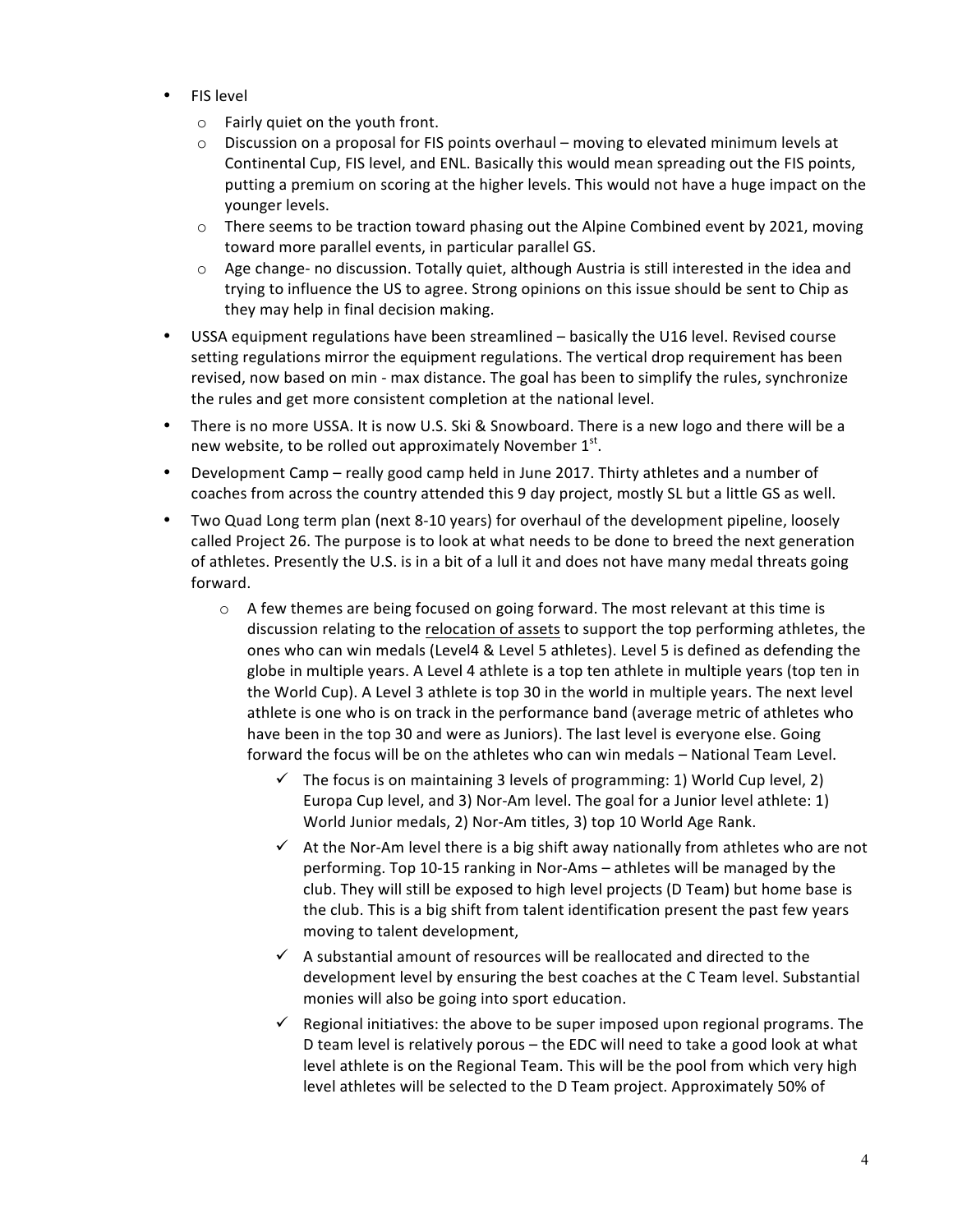- FIS level
  - Fairly quiet on the youth front.
  - Discussion on a proposal for FIS points overhaul – moving to elevated minimum levels at Continental Cup, FIS level, and ENL. Basically this would mean spreading out the FIS points, putting a premium on scoring at the higher levels. This would not have a huge impact on the younger levels.
  - There seems to be traction toward phasing out the Alpine Combined event by 2021, moving toward more parallel events, in particular parallel GS.
  - Age change- no discussion. Totally quiet, although Austria is still interested in the idea and trying to influence the US to agree. Strong opinions on this issue should be sent to Chip as they may help in final decision making.
- USSA equipment regulations have been streamlined – basically the U16 level. Revised course setting regulations mirror the equipment regulations. The vertical drop requirement has been revised, now based on min - max distance. The goal has been to simplify the rules, synchronize the rules and get more consistent completion at the national level.
- There is no more USSA. It is now U.S. Ski & Snowboard. There is a new logo and there will be a new website, to be rolled out approximately November 1st.
- Development Camp – really good camp held in June 2017. Thirty athletes and a number of coaches from across the country attended this 9 day project, mostly SL but a little GS as well.
- Two Quad Long term plan (next 8-10 years) for overhaul of the development pipeline, loosely called Project 26. The purpose is to look at what needs to be done to breed the next generation of athletes. Presently the U.S. is in a bit of a lull it and does not have many medal threats going forward.
  - A few themes are being focused on going forward. The most relevant at this time is discussion relating to the <u>relocation of assets</u> to support the top performing athletes, the ones who can win medals (Level4 & Level 5 athletes). Level 5 is defined as defending the globe in multiple years. A Level 4 athlete is a top ten athlete in multiple years (top ten in the World Cup). A Level 3 athlete is top 30 in the world in multiple years. The next level athlete is one who is on track in the performance band (average metric of athletes who have been in the top 30 and were as Juniors). The last level is everyone else. Going forward the focus will be on the athletes who can win medals – National Team Level.
    - ✓ The focus is on maintaining 3 levels of programming: 1) World Cup level, 2) Europa Cup level, and 3) Nor-Am level. The goal for a Junior level athlete: 1) World Junior medals, 2) Nor-Am titles, 3) top 10 World Age Rank.
    - ✓ At the Nor-Am level there is a big shift away nationally from athletes who are not performing. Top 10-15 ranking in Nor-Ams – athletes will be managed by the club. They will still be exposed to high level projects (D Team) but home base is the club. This is a big shift from talent identification present the past few years moving to talent development,
    - ✓ A substantial amount of resources will be reallocated and directed to the development level by ensuring the best coaches at the C Team level. Substantial monies will also be going into sport education.
    - ✓ Regional initiatives: the above to be super imposed upon regional programs. The D team level is relatively porous – the EDC will need to take a good look at what level athlete is on the Regional Team. This will be the pool from which very high level athletes will be selected to the D Team project. Approximately 50% of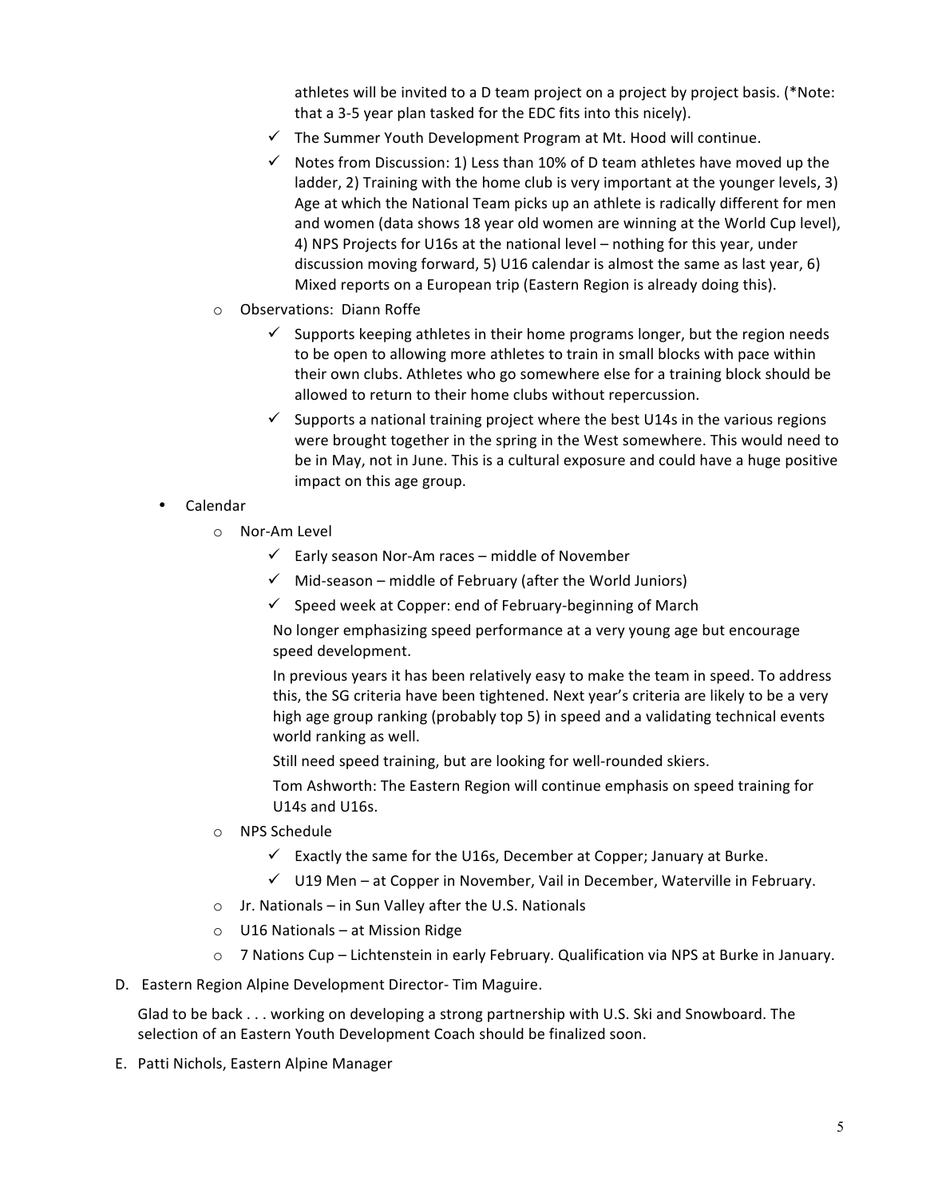athletes will be invited to a D team project on a project by project basis. (*Note: that a 3-5 year plan tasked for the EDC fits into this nicely).

- ✓ The Summer Youth Development Program at Mt. Hood will continue.
- ✓ Notes from Discussion: 1) Less than 10% of D team athletes have moved up the ladder, 2) Training with the home club is very important at the younger levels, 3) Age at which the National Team picks up an athlete is radically different for men and women (data shows 18 year old women are winning at the World Cup level), 4) NPS Projects for U16s at the national level – nothing for this year, under discussion moving forward, 5) U16 calendar is almost the same as last year, 6) Mixed reports on a European trip (Eastern Region is already doing this).

- Observations: Diann Roffe
  - ✓ Supports keeping athletes in their home programs longer, but the region needs to be open to allowing more athletes to train in small blocks with pace within their own clubs. Athletes who go somewhere else for a training block should be allowed to return to their home clubs without repercussion.
  - ✓ Supports a national training project where the best U14s in the various regions were brought together in the spring in the West somewhere. This would need to be in May, not in June. This is a cultural exposure and could have a huge positive impact on this age group.

- Calendar
  - Nor-Am Level
    - ✓ Early season Nor-Am races – middle of November
    - ✓ Mid-season – middle of February (after the World Juniors)
    - ✓ Speed week at Copper: end of February-beginning of March

    No longer emphasizing speed performance at a very young age but encourage speed development.

    In previous years it has been relatively easy to make the team in speed. To address this, the SG criteria have been tightened. Next year's criteria are likely to be a very high age group ranking (probably top 5) in speed and a validating technical events world ranking as well.

    Still need speed training, but are looking for well-rounded skiers.

    Tom Ashworth: The Eastern Region will continue emphasis on speed training for U14s and U16s.
  - NPS Schedule
    - ✓ Exactly the same for the U16s, December at Copper; January at Burke.
    - ✓ U19 Men – at Copper in November, Vail in December, Waterville in February.
  - Jr. Nationals – in Sun Valley after the U.S. Nationals
  - U16 Nationals – at Mission Ridge
  - 7 Nations Cup – Lichtenstein in early February. Qualification via NPS at Burke in January.

D. Eastern Region Alpine Development Director- Tim Maguire.

Glad to be back . . . working on developing a strong partnership with U.S. Ski and Snowboard. The selection of an Eastern Youth Development Coach should be finalized soon.

E. Patti Nichols, Eastern Alpine Manager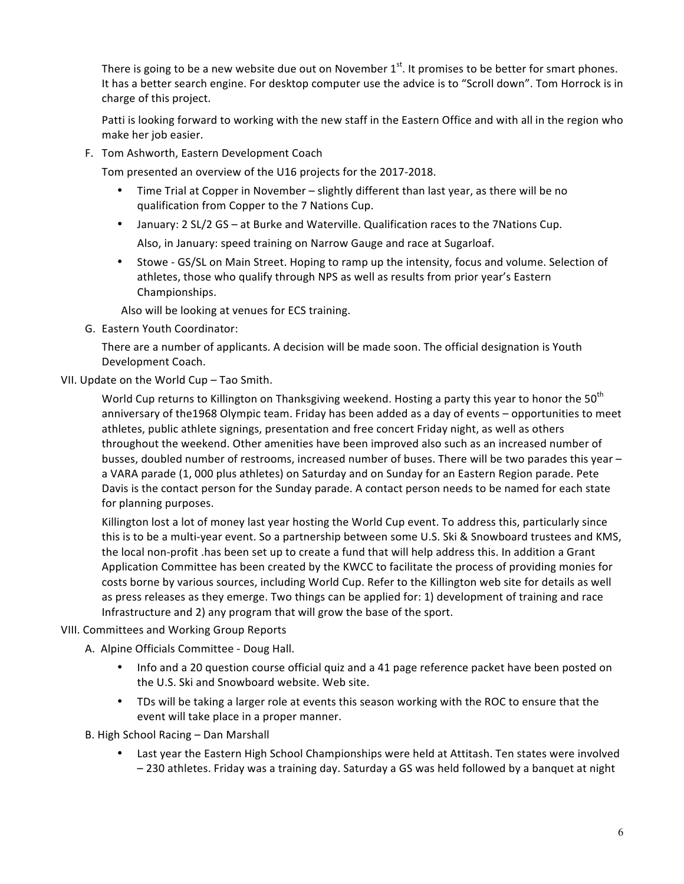There is going to be a new website due out on November 1st. It promises to be better for smart phones. It has a better search engine. For desktop computer use the advice is to "Scroll down". Tom Horrock is in charge of this project.

Patti is looking forward to working with the new staff in the Eastern Office and with all in the region who make her job easier.

F. Tom Ashworth, Eastern Development Coach

Tom presented an overview of the U16 projects for the 2017-2018.

- Time Trial at Copper in November – slightly different than last year, as there will be no qualification from Copper to the 7 Nations Cup.
- January: 2 SL/2 GS – at Burke and Waterville. Qualification races to the 7Nations Cup.

  Also, in January: speed training on Narrow Gauge and race at Sugarloaf.
- Stowe - GS/SL on Main Street. Hoping to ramp up the intensity, focus and volume. Selection of athletes, those who qualify through NPS as well as results from prior year's Eastern Championships.

Also will be looking at venues for ECS training.

G. Eastern Youth Coordinator:

There are a number of applicants. A decision will be made soon. The official designation is Youth Development Coach.

VII. Update on the World Cup – Tao Smith.

World Cup returns to Killington on Thanksgiving weekend. Hosting a party this year to honor the 50th anniversary of the1968 Olympic team. Friday has been added as a day of events – opportunities to meet athletes, public athlete signings, presentation and free concert Friday night, as well as others throughout the weekend. Other amenities have been improved also such as an increased number of busses, doubled number of restrooms, increased number of buses. There will be two parades this year – a VARA parade (1, 000 plus athletes) on Saturday and on Sunday for an Eastern Region parade. Pete Davis is the contact person for the Sunday parade. A contact person needs to be named for each state for planning purposes.

Killington lost a lot of money last year hosting the World Cup event. To address this, particularly since this is to be a multi-year event. So a partnership between some U.S. Ski & Snowboard trustees and KMS, the local non-profit .has been set up to create a fund that will help address this. In addition a Grant Application Committee has been created by the KWCC to facilitate the process of providing monies for costs borne by various sources, including World Cup. Refer to the Killington web site for details as well as press releases as they emerge. Two things can be applied for: 1) development of training and race Infrastructure and 2) any program that will grow the base of the sport.

VIII. Committees and Working Group Reports

A. Alpine Officials Committee - Doug Hall.

- Info and a 20 question course official quiz and a 41 page reference packet have been posted on the U.S. Ski and Snowboard website. Web site.
- TDs will be taking a larger role at events this season working with the ROC to ensure that the event will take place in a proper manner.

B. High School Racing – Dan Marshall

- Last year the Eastern High School Championships were held at Attitash. Ten states were involved – 230 athletes. Friday was a training day. Saturday a GS was held followed by a banquet at night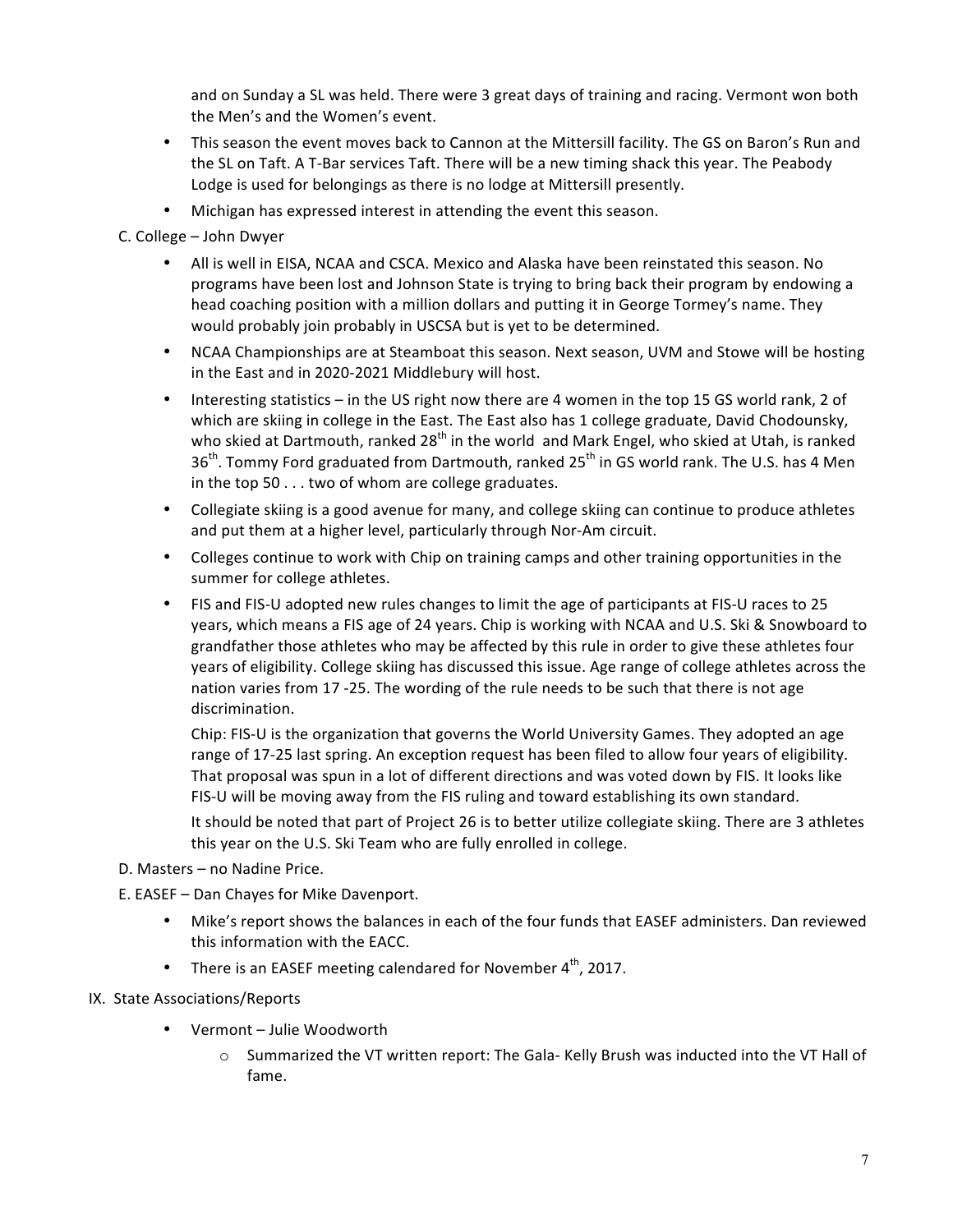and on Sunday a SL was held. There were 3 great days of training and racing. Vermont won both the Men's and the Women's event.

- This season the event moves back to Cannon at the Mittersill facility. The GS on Baron's Run and the SL on Taft. A T-Bar services Taft. There will be a new timing shack this year. The Peabody Lodge is used for belongings as there is no lodge at Mittersill presently.
- Michigan has expressed interest in attending the event this season.

C. College – John Dwyer

- All is well in EISA, NCAA and CSCA. Mexico and Alaska have been reinstated this season. No programs have been lost and Johnson State is trying to bring back their program by endowing a head coaching position with a million dollars and putting it in George Tormey's name. They would probably join probably in USCSA but is yet to be determined.
- NCAA Championships are at Steamboat this season. Next season, UVM and Stowe will be hosting in the East and in 2020-2021 Middlebury will host.
- Interesting statistics – in the US right now there are 4 women in the top 15 GS world rank, 2 of which are skiing in college in the East. The East also has 1 college graduate, David Chodounsky, who skied at Dartmouth, ranked 28th in the world and Mark Engel, who skied at Utah, is ranked 36th. Tommy Ford graduated from Dartmouth, ranked 25th in GS world rank. The U.S. has 4 Men in the top 50 . . . two of whom are college graduates.
- Collegiate skiing is a good avenue for many, and college skiing can continue to produce athletes and put them at a higher level, particularly through Nor-Am circuit.
- Colleges continue to work with Chip on training camps and other training opportunities in the summer for college athletes.
- FIS and FIS-U adopted new rules changes to limit the age of participants at FIS-U races to 25 years, which means a FIS age of 24 years. Chip is working with NCAA and U.S. Ski & Snowboard to grandfather those athletes who may be affected by this rule in order to give these athletes four years of eligibility. College skiing has discussed this issue. Age range of college athletes across the nation varies from 17 -25. The wording of the rule needs to be such that there is not age discrimination.

  Chip: FIS-U is the organization that governs the World University Games. They adopted an age range of 17-25 last spring. An exception request has been filed to allow four years of eligibility. That proposal was spun in a lot of different directions and was voted down by FIS. It looks like FIS-U will be moving away from the FIS ruling and toward establishing its own standard.

  It should be noted that part of Project 26 is to better utilize collegiate skiing. There are 3 athletes this year on the U.S. Ski Team who are fully enrolled in college.

D. Masters – no Nadine Price.

E. EASEF – Dan Chayes for Mike Davenport.

- Mike's report shows the balances in each of the four funds that EASEF administers. Dan reviewed this information with the EACC.
- There is an EASEF meeting calendared for November 4th, 2017.

IX. State Associations/Reports

- Vermont – Julie Woodworth
  - Summarized the VT written report: The Gala- Kelly Brush was inducted into the VT Hall of fame.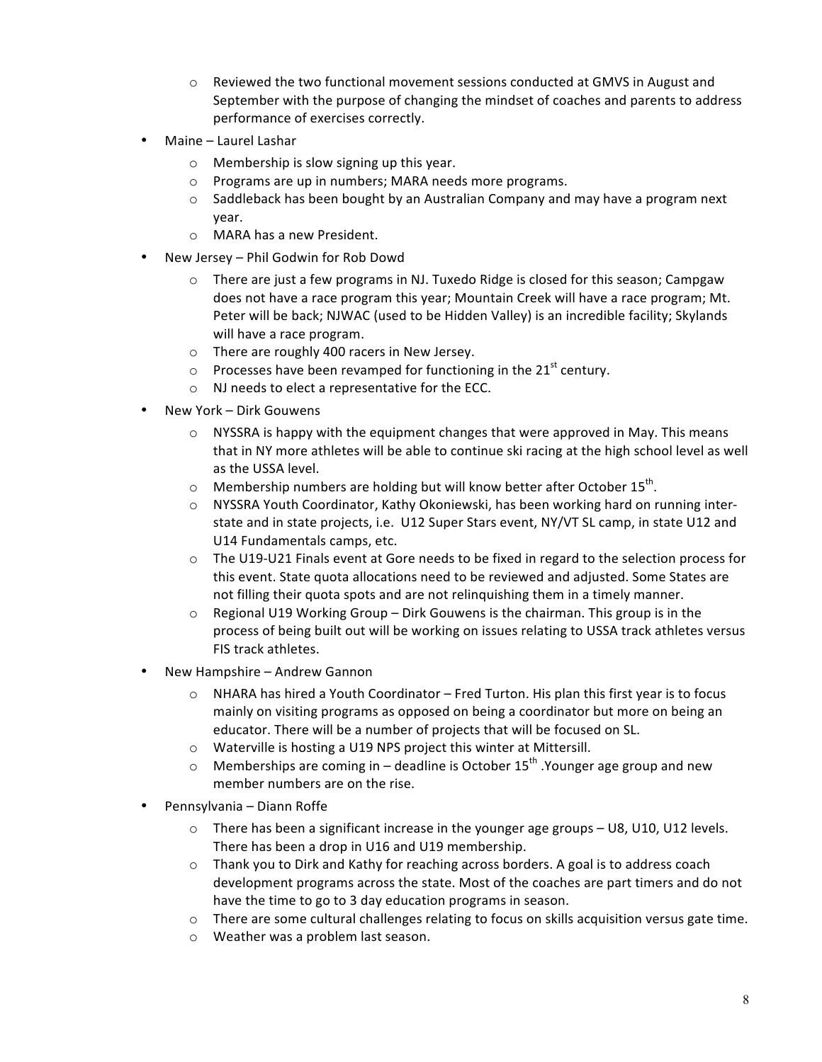- Reviewed the two functional movement sessions conducted at GMVS in August and September with the purpose of changing the mindset of coaches and parents to address performance of exercises correctly.
- Maine – Laurel Lashar
  - Membership is slow signing up this year.
  - Programs are up in numbers; MARA needs more programs.
  - Saddleback has been bought by an Australian Company and may have a program next year.
  - MARA has a new President.
- New Jersey – Phil Godwin for Rob Dowd
  - There are just a few programs in NJ. Tuxedo Ridge is closed for this season; Campgaw does not have a race program this year; Mountain Creek will have a race program; Mt. Peter will be back; NJWAC (used to be Hidden Valley) is an incredible facility; Skylands will have a race program.
  - There are roughly 400 racers in New Jersey.
  - Processes have been revamped for functioning in the 21st century.
  - NJ needs to elect a representative for the ECC.
- New York – Dirk Gouwens
  - NYSSRA is happy with the equipment changes that were approved in May. This means that in NY more athletes will be able to continue ski racing at the high school level as well as the USSA level.
  - Membership numbers are holding but will know better after October 15th.
  - NYSSRA Youth Coordinator, Kathy Okoniewski, has been working hard on running inter-state and in state projects, i.e. U12 Super Stars event, NY/VT SL camp, in state U12 and U14 Fundamentals camps, etc.
  - The U19-U21 Finals event at Gore needs to be fixed in regard to the selection process for this event. State quota allocations need to be reviewed and adjusted. Some States are not filling their quota spots and are not relinquishing them in a timely manner.
  - Regional U19 Working Group – Dirk Gouwens is the chairman. This group is in the process of being built out will be working on issues relating to USSA track athletes versus FIS track athletes.
- New Hampshire – Andrew Gannon
  - NHARA has hired a Youth Coordinator – Fred Turton. His plan this first year is to focus mainly on visiting programs as opposed on being a coordinator but more on being an educator. There will be a number of projects that will be focused on SL.
  - Waterville is hosting a U19 NPS project this winter at Mittersill.
  - Memberships are coming in – deadline is October 15th .Younger age group and new member numbers are on the rise.
- Pennsylvania – Diann Roffe
  - There has been a significant increase in the younger age groups – U8, U10, U12 levels. There has been a drop in U16 and U19 membership.
  - Thank you to Dirk and Kathy for reaching across borders. A goal is to address coach development programs across the state. Most of the coaches are part timers and do not have the time to go to 3 day education programs in season.
  - There are some cultural challenges relating to focus on skills acquisition versus gate time.
  - Weather was a problem last season.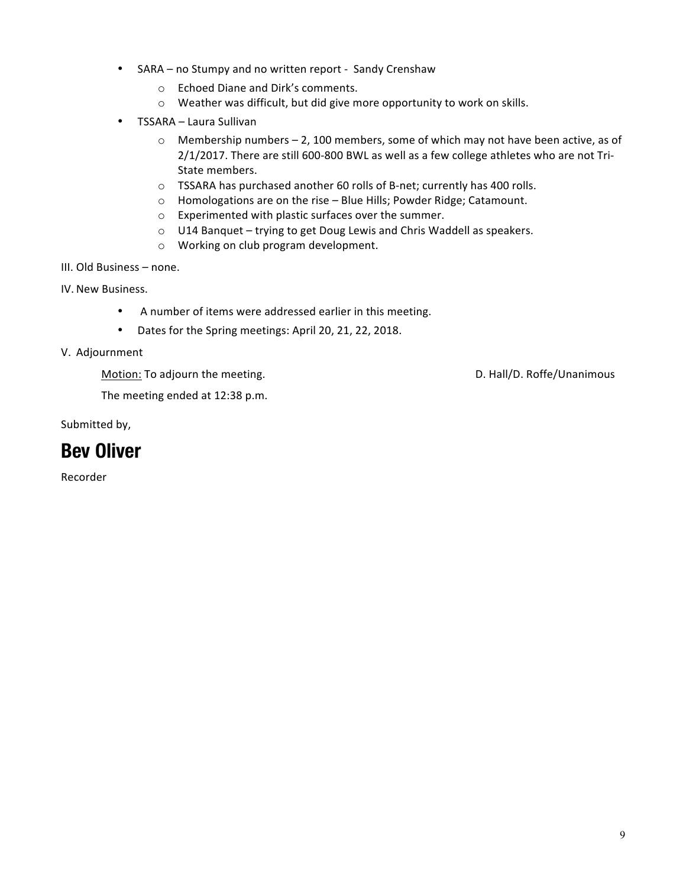- SARA – no Stumpy and no written report - Sandy Crenshaw
    - Echoed Diane and Dirk's comments.
    - Weather was difficult, but did give more opportunity to work on skills.
- TSSARA – Laura Sullivan
    - Membership numbers – 2, 100 members, some of which may not have been active, as of 2/1/2017. There are still 600-800 BWL as well as a few college athletes who are not Tri-State members.
    - TSSARA has purchased another 60 rolls of B-net; currently has 400 rolls.
    - Homologations are on the rise – Blue Hills; Powder Ridge; Catamount.
    - Experimented with plastic surfaces over the summer.
    - U14 Banquet – trying to get Doug Lewis and Chris Waddell as speakers.
    - Working on club program development.

III. Old Business – none.

IV. New Business.

- A number of items were addressed earlier in this meeting.
- Dates for the Spring meetings: April 20, 21, 22, 2018.

V. Adjournment

<u>Motion:</u> To adjourn the meeting. D. Hall/D. Roffe/Unanimous

The meeting ended at 12:38 p.m.

Submitted by,

**Bev Oliver**

Recorder